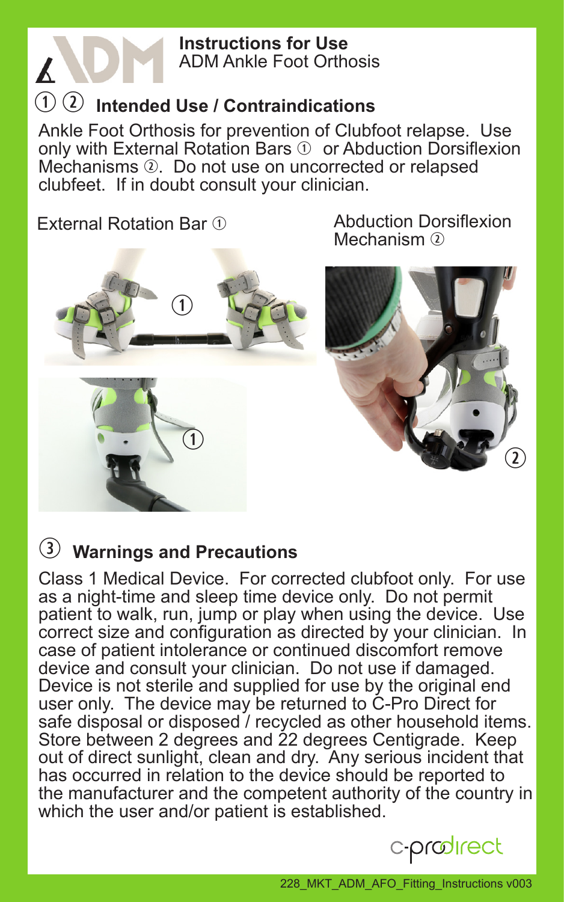# Instructions for Use

ADM Ankle Foot Orthosis

## ① ② Intended Use / Contraindications

Ankle Foot Orthosis for prevention of Clubfoot relapse. Use only with External Rotation Bars ① or Abduction Dorsiflexion Mechanisms ②. Do not use on uncorrected or relapsed clubfeet. If in doubt consult your clinician.

External Rotation Bar ①

Abduction Dorsiflexion Mechanism ②

## ③ Warnings and Precautions

Class 1 Medical Device. For corrected clubfoot only. For use as a night-time and sleep time device only. Do not permit patient to walk, run, jump or play when using the device. Use correct size and configuration as directed by your clinician. In case of patient intolerance or continued discomfort remove device and consult your clinician. Do not use if damaged. Device is not sterile and supplied for use by the original end user only. The device may be returned to C-Pro Direct for safe disposal or disposed / recycled as other household items. Store between 2 degrees and 22 degrees Centigrade. Keep out of direct sunlight, clean and dry. Any serious incident that has occurred in relation to the device should be reported to the manufacturer and the competent authority of the country in which the user and/or patient is established.

c-prodirect

228_MKT_ADM_AFO_Fitting_Instructions v003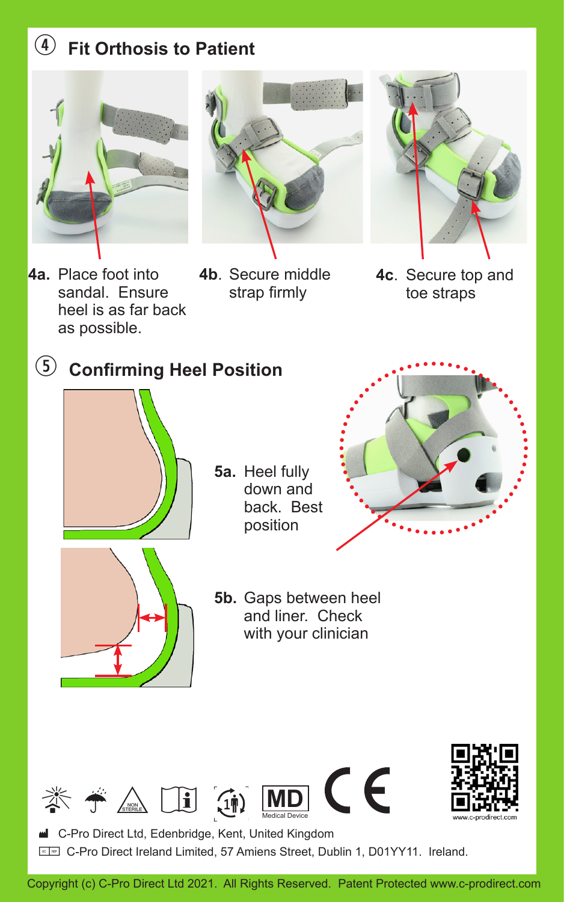## ④ Fit Orthosis to Patient

**4a.** Place foot into sandal. Ensure heel is as far back as possible.

**4b**. Secure middle strap firmly

**4c**. Secure top and toe straps

## ⑤ Confirming Heel Position

**5a.** Heel fully down and back. Best position

**5b.** Gaps between heel and liner. Check with your clinician

NON STERILE

MD Medical Device

CE

www.c-prodirect.com

C-Pro Direct Ltd, Edenbridge, Kent, United Kingdom

EC REP C-Pro Direct Ireland Limited, 57 Amiens Street, Dublin 1, D01YY11. Ireland.

Copyright (c) C-Pro Direct Ltd 2021. All Rights Reserved. Patent Protected www.c-prodirect.com